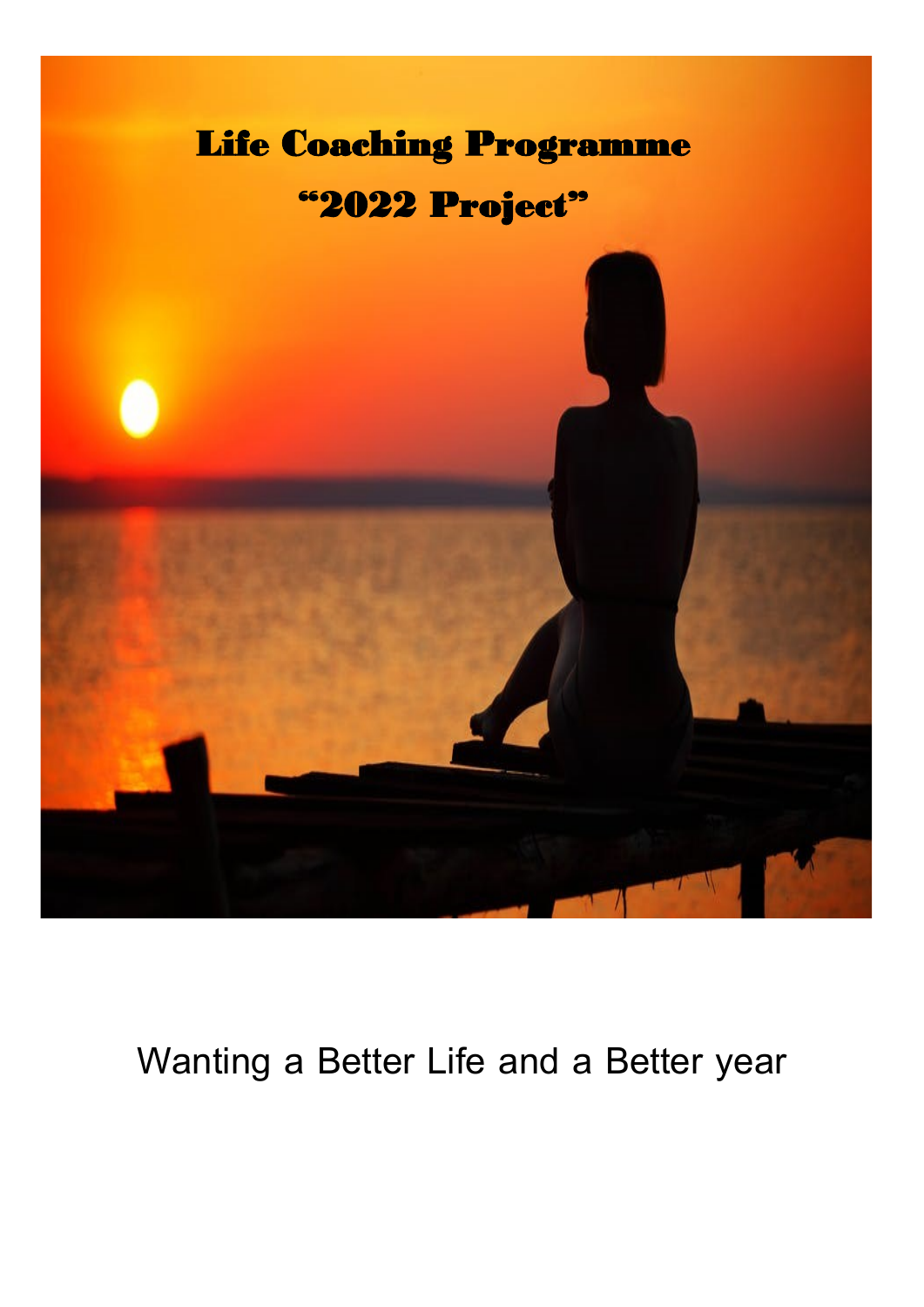# Life Coaching Programme

## "2022 Project"

Wanting a Better Life and a Better year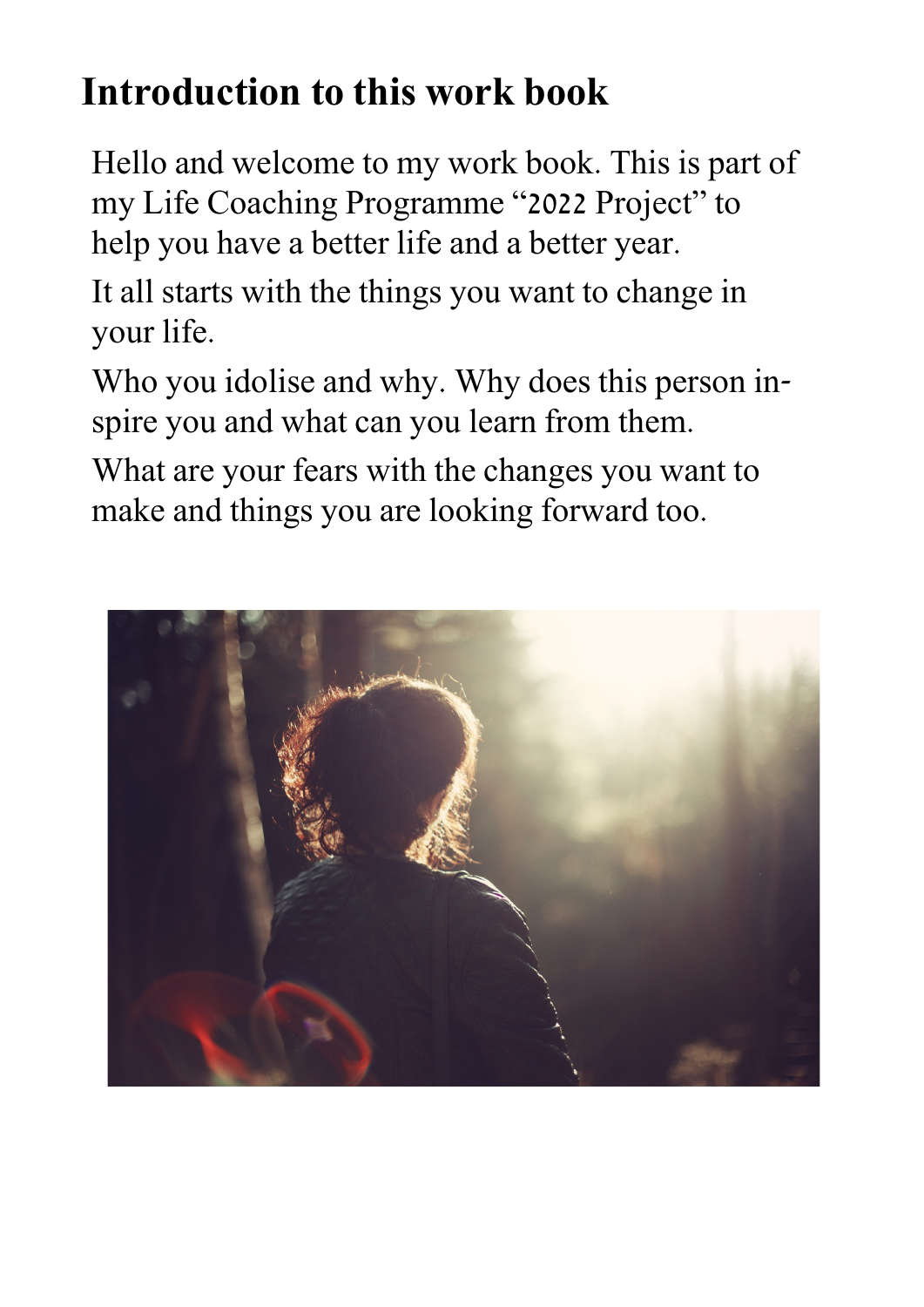# Introduction to this work book

Hello and welcome to my work book. This is part of my Life Coaching Programme "2022 Project" to help you have a better life and a better year.

It all starts with the things you want to change in your life.

Who you idolise and why. Why does this person inspire you and what can you learn from them.

What are your fears with the changes you want to make and things you are looking forward too.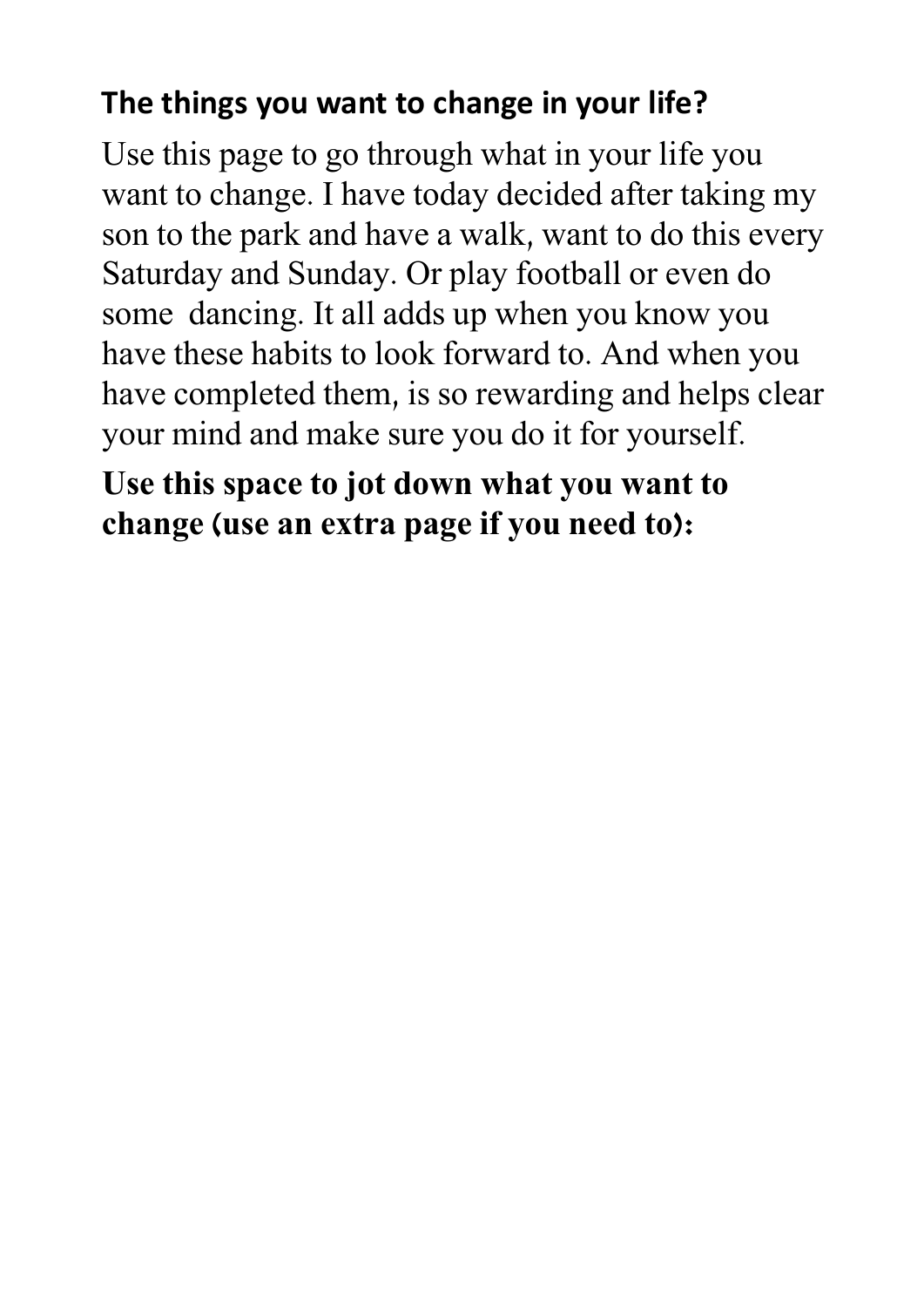## The things you want to change in your life?

Use this page to go through what in your life you want to change. I have today decided after taking my son to the park and have a walk, want to do this every Saturday and Sunday. Or play football or even do some dancing. It all adds up when you know you have these habits to look forward to. And when you have completed them, is so rewarding and helps clear your mind and make sure you do it for yourself.

**Use this space to jot down what you want to change (use an extra page if you need to):**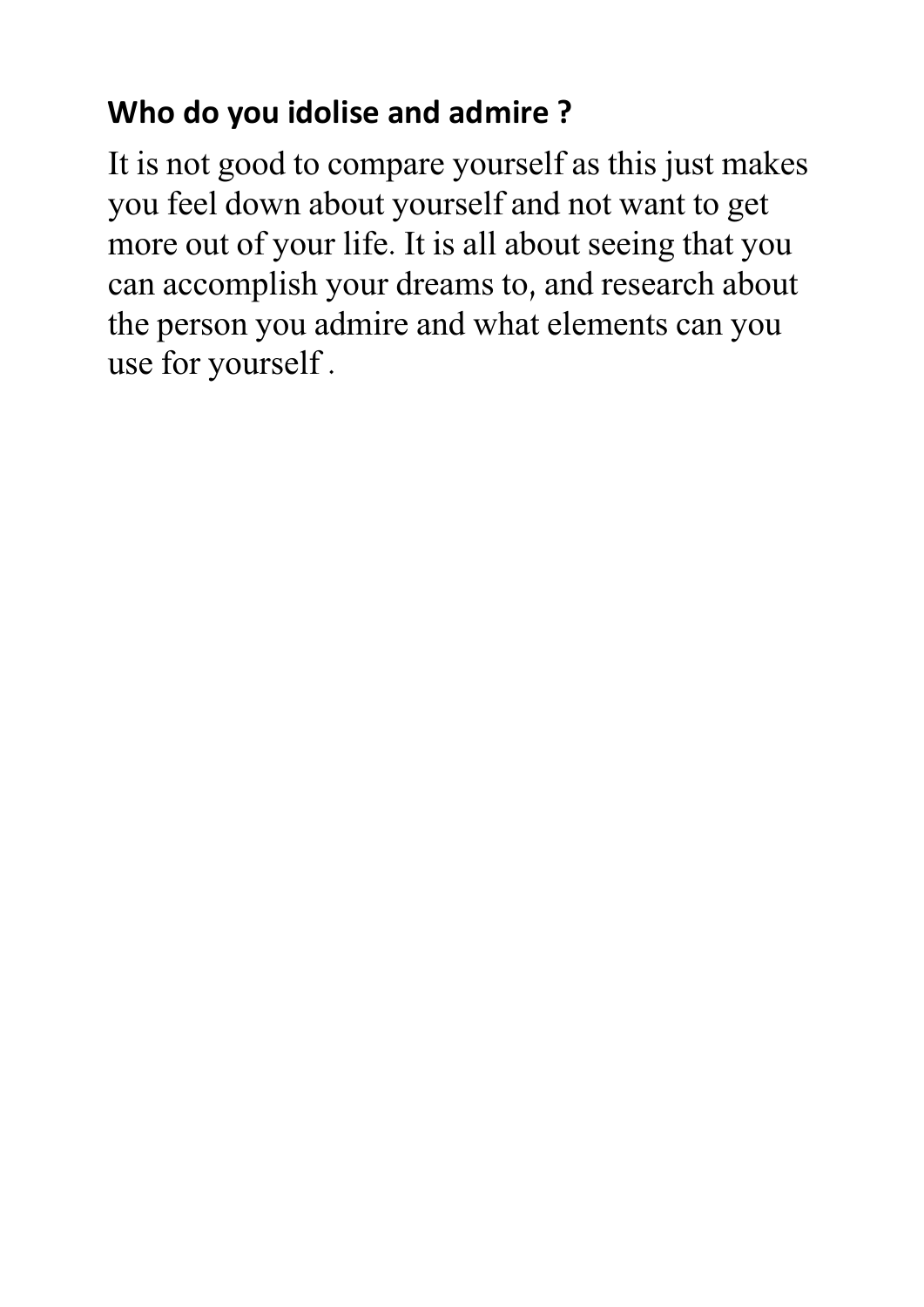## Who do you idolise and admire ?

It is not good to compare yourself as this just makes you feel down about yourself and not want to get more out of your life. It is all about seeing that you can accomplish your dreams to, and research about the person you admire and what elements can you use for yourself .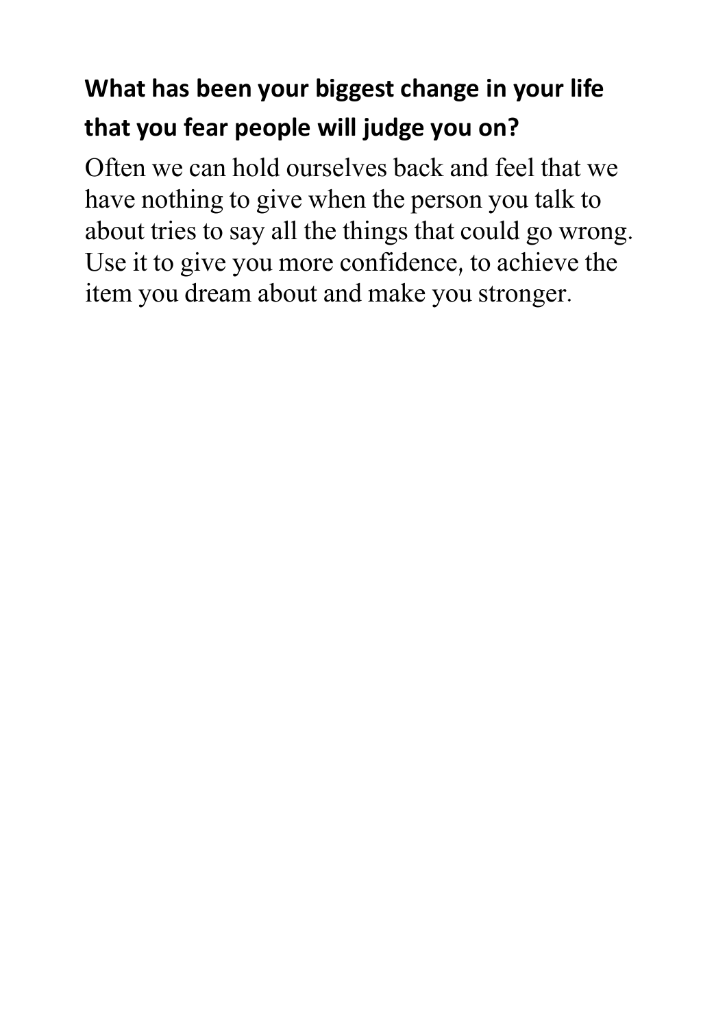**What has been your biggest change in your life that you fear people will judge you on?**

Often we can hold ourselves back and feel that we have nothing to give when the person you talk to about tries to say all the things that could go wrong. Use it to give you more confidence, to achieve the item you dream about and make you stronger.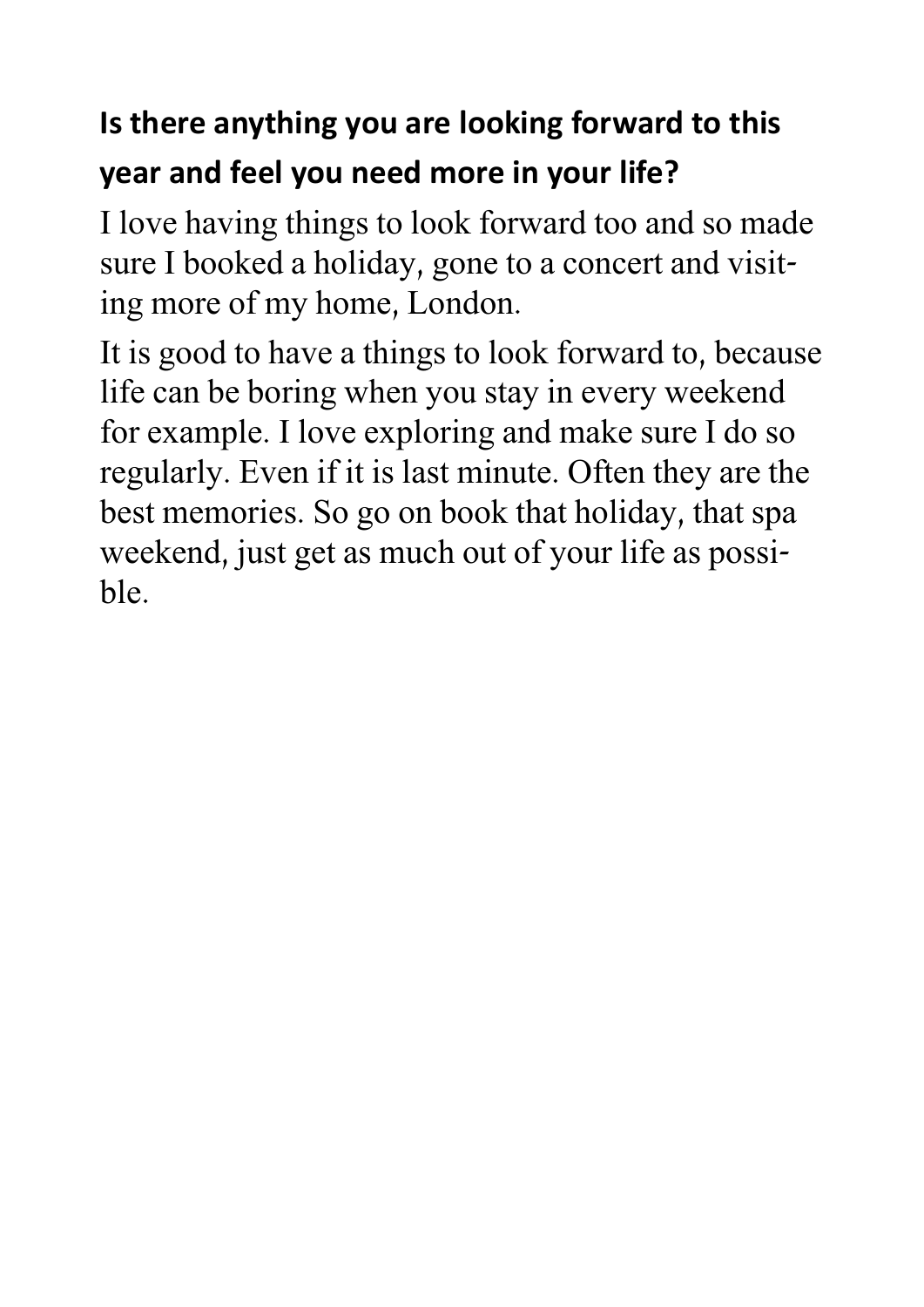**Is there anything you are looking forward to this year and feel you need more in your life?**

I love having things to look forward too and so made sure I booked a holiday, gone to a concert and visiting more of my home, London.

It is good to have a things to look forward to, because life can be boring when you stay in every weekend for example. I love exploring and make sure I do so regularly. Even if it is last minute. Often they are the best memories. So go on book that holiday, that spa weekend, just get as much out of your life as possible.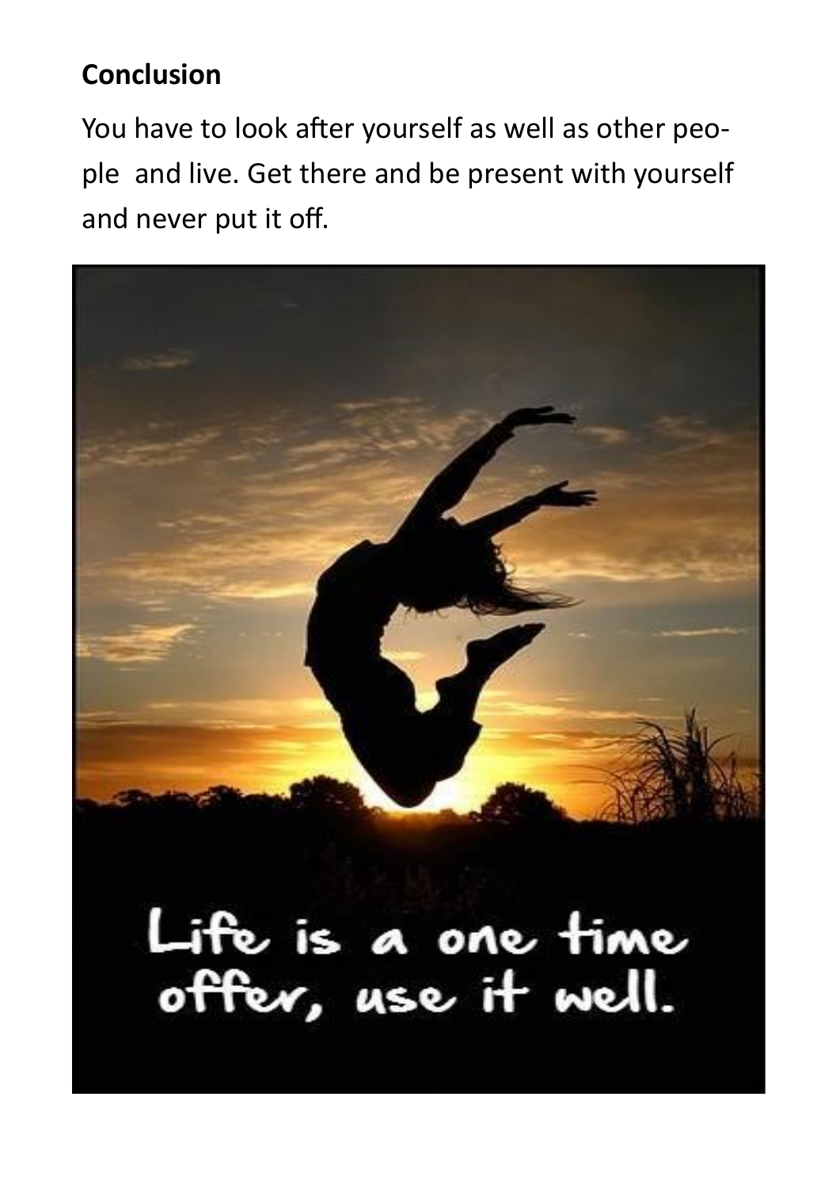## Conclusion

You have to look after yourself as well as other people  and live. Get there and be present with yourself and never put it off.

Life is a one time offer, use it well.